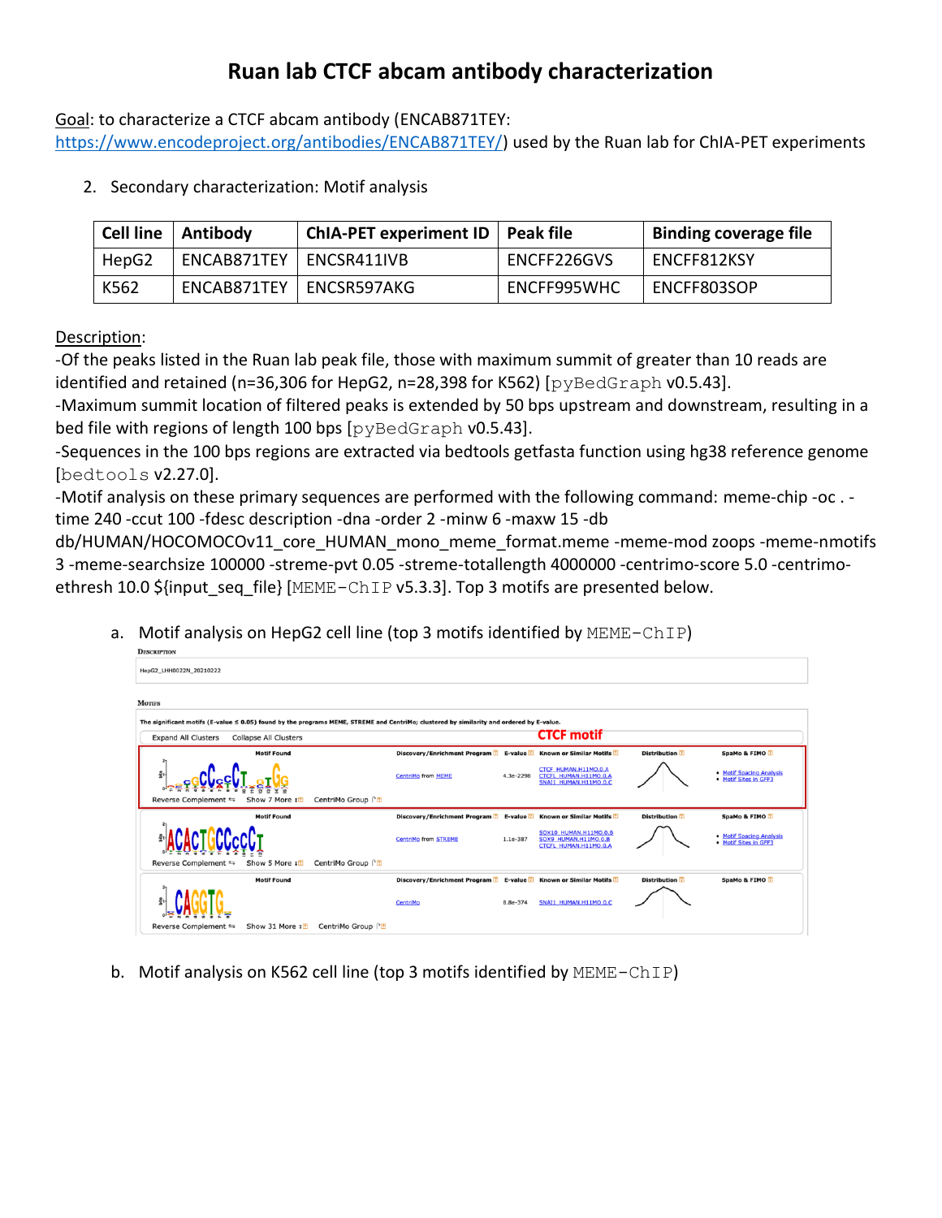# Ruan lab CTCF abcam antibody characterization

Goal: to characterize a CTCF abcam antibody (ENCAB871TEY: https://www.encodeproject.org/antibodies/ENCAB871TEY/) used by the Ruan lab for ChIA-PET experiments

2. Secondary characterization: Motif analysis

| Cell line | Antibody | ChIA-PET experiment ID | Peak file | Binding coverage file |
|---|---|---|---|---|
| HepG2 | ENCAB871TEY | ENCSR411IVB | ENCFF226GVS | ENCFF812KSY |
| K562 | ENCAB871TEY | ENCSR597AKG | ENCFF995WHC | ENCFF803SOP |

Description:

-Of the peaks listed in the Ruan lab peak file, those with maximum summit of greater than 10 reads are identified and retained (n=36,306 for HepG2, n=28,398 for K562) [pyBedGraph v0.5.43].

-Maximum summit location of filtered peaks is extended by 50 bps upstream and downstream, resulting in a bed file with regions of length 100 bps [pyBedGraph v0.5.43].

-Sequences in the 100 bps regions are extracted via bedtools getfasta function using hg38 reference genome [bedtools v2.27.0].

-Motif analysis on these primary sequences are performed with the following command: meme-chip -oc . -time 240 -ccut 100 -fdesc description -dna -order 2 -minw 6 -maxw 15 -db db/HUMAN/HOCOMOCOv11_core_HUMAN_mono_meme_format.meme -meme-mod zoops -meme-nmotifs 3 -meme-searchsize 100000 -streme-pvt 0.05 -streme-totallength 4000000 -centrimo-score 5.0 -centrimo-ethresh 10.0 ${input_seq_file} [MEME-ChIP v5.3.3]. Top 3 motifs are presented below.

a. Motif analysis on HepG2 cell line (top 3 motifs identified by MEME-ChIP)

DESCRIPTION

HepG2_LHH0022N_20210222

MOTIFS

The significant motifs (E-value ≤ 0.05) found by the programs MEME, STREME and CentriMo; clustered by similarity and ordered by E-value.

Expand All Clusters    Collapse All Clusters

CTCF motif

| Motif Found | Discovery/Enrichment Program | E-value | Known or Similar Motifs | Distribution | SpaMo & FIMO |
|---|---|---|---|---|---|
| Reverse Complement ⇆ Show 7 More ↕ CentriMo Group | CentriMo from MEME | 4.3e-2298 | CTCF_HUMAN.H11MO.0.A<br>CTCFL_HUMAN.H11MO.0.A<br>SNAI1_HUMAN.H11MO.0.C | | • Motif Spacing Analysis<br>• Motif Sites in GFF3 |
| Reverse Complement ⇆ Show 5 More ↕ CentriMo Group | CentriMo from STREME | 1.1e-387 | SOX10_HUMAN.H11MO.0.B<br>SOX9_HUMAN.H11MO.0.B<br>CTCFL_HUMAN.H11MO.0.A | | • Motif Spacing Analysis<br>• Motif Sites in GFF3 |
| Reverse Complement ⇆ Show 31 More ↕ CentriMo Group | CentriMo | 8.8e-374 | SNAI1_HUMAN.H11MO.0.C | | |

b. Motif analysis on K562 cell line (top 3 motifs identified by MEME-ChIP)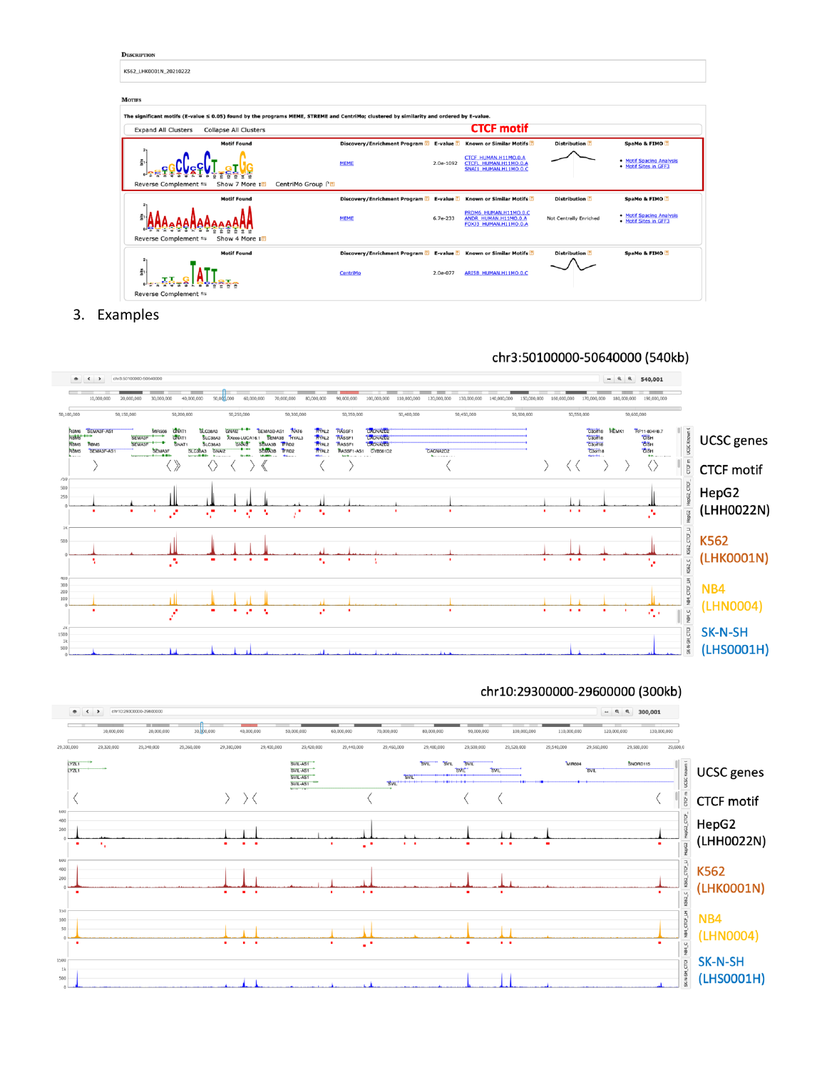DESCRIPTION

K562_LHK0001N_20210222

MOTIFS

The significant motifs (E-value ≤ 0.05) found by the programs MEME, STREME and CentriMo; clustered by similarity and ordered by E-value.

Expand All Clusters   Collapse All Clusters

CTCF motif

| Motif Found | Discovery/Enrichment Program | E-value | Known or Similar Motifs | Distribution | SpaMo & FIMO |
|---|---|---|---|---|---|
| Reverse Complement ⇆ Show 7 More  CentriMo Group | MEME | 2.0e-1092 | CTCF_HUMAN.H11MO.0.A CTCFL_HUMAN.H11MO.0.A SNAI1_HUMAN.H11MO.0.C | | Motif Spacing Analysis; Motif Sites in GFF3 |
| Reverse Complement ⇆ Show 4 More | MEME | 6.7e-233 | PRDM6_HUMAN.H11MO.0.C ANDR_HUMAN.H11MO.0.A FOXJ3_HUMAN.H11MO.0.A | Not Centrally Enriched | Motif Spacing Analysis; Motif Sites in GFF3 |
| Reverse Complement ⇆ | CentriMo | 2.0e-077 | ARI5B_HUMAN.H11MO.0.C | | |

3. Examples

chr3:50100000-50640000 (540kb)

UCSC genes
CTCF motif
HepG2 (LHH0022N)
K562 (LHK0001N)
NB4 (LHN0004)
SK-N-SH (LHS0001H)

chr10:29300000-29600000 (300kb)

UCSC genes
CTCF motif
HepG2 (LHH0022N)
K562 (LHK0001N)
NB4 (LHN0004)
SK-N-SH (LHS0001H)